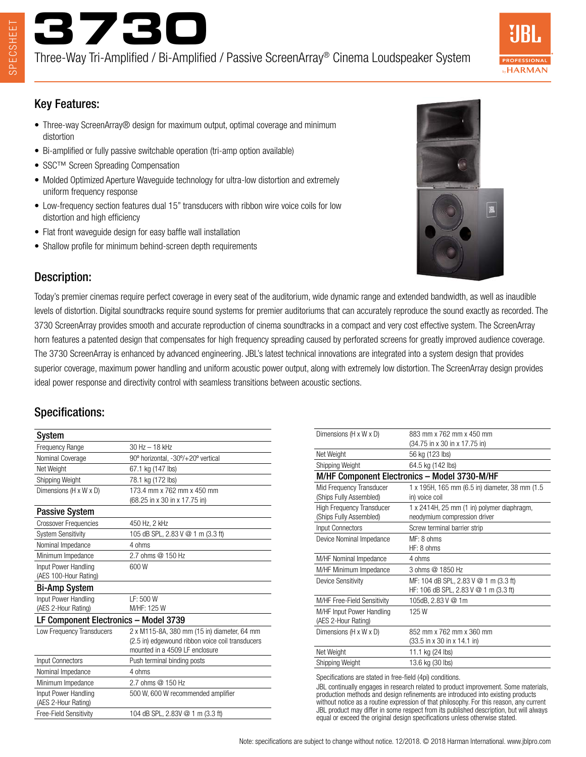# 3730

Three-Way Tri-Amplified / Bi-Amplified / Passive ScreenArray® Cinema Loudspeaker System

## Key Features:

- Three-way ScreenArray® design for maximum output, optimal coverage and minimum distortion
- Bi-amplified or fully passive switchable operation (tri-amp option available)
- SSC™ Screen Spreading Compensation
- Molded Optimized Aperture Waveguide technology for ultra-low distortion and extremely uniform frequency response
- Low-frequency section features dual 15" transducers with ribbon wire voice coils for low distortion and high efficiency
- Flat front waveguide design for easy baffle wall installation
- Shallow profile for minimum behind-screen depth requirements

## Description:

Today's premier cinemas require perfect coverage in every seat of the auditorium, wide dynamic range and extended bandwidth, as well as inaudible levels of distortion. Digital soundtracks require sound systems for premier auditoriums that can accurately reproduce the sound exactly as recorded. The 3730 ScreenArray provides smooth and accurate reproduction of cinema soundtracks in a compact and very cost effective system. The ScreenArray horn features a patented design that compensates for high frequency spreading caused by perforated screens for greatly improved audience coverage. The 3730 ScreenArray is enhanced by advanced engineering. JBL's latest technical innovations are integrated into a system design that provides superior coverage, maximum power handling and uniform acoustic power output, along with extremely low distortion. The ScreenArray design provides ideal power response and directivity control with seamless transitions between acoustic sections.

## Specifications:

| **System** | |
|---|---|
| Frequency Range | 30 Hz – 18 kHz |
| Nominal Coverage | 90º horizontal, -30º/+20º vertical |
| Net Weight | 67.1 kg (147 lbs) |
| Shipping Weight | 78.1 kg (172 lbs) |
| Dimensions (H x W x D) | 173.4 mm x 762 mm x 450 mm (68.25 in x 30 in x 17.75 in) |
| **Passive System** | |
| Crossover Frequencies | 450 Hz, 2 kHz |
| System Sensitivity | 105 dB SPL, 2.83 V @ 1 m (3.3 ft) |
| Nominal Impedance | 4 ohms |
| Minimum Impedance | 2.7 ohms @ 150 Hz |
| Input Power Handling (AES 100-Hour Rating) | 600 W |
| **Bi-Amp System** | |
| Input Power Handling (AES 2-Hour Rating) | LF: 500 W<br>M/HF: 125 W |
| **LF Component Electronics – Model 3739** | |
| Low Frequency Transducers | 2 x M115-8A, 380 mm (15 in) diameter, 64 mm (2.5 in) edgewound ribbon voice coil transducers mounted in a 4509 LF enclosure |
| Input Connectors | Push terminal binding posts |
| Nominal Impedance | 4 ohms |
| Minimum Impedance | 2.7 ohms @ 150 Hz |
| Input Power Handling (AES 2-Hour Rating) | 500 W, 600 W recommended amplifier |
| Free-Field Sensitivity | 104 dB SPL, 2.83V @ 1 m (3.3 ft) |
| Dimensions (H x W x D) | 883 mm x 762 mm x 450 mm (34.75 in x 30 in x 17.75 in) |
| Net Weight | 56 kg (123 lbs) |
| Shipping Weight | 64.5 kg (142 lbs) |
| **M/HF Component Electronics – Model 3730-M/HF** | |
| Mid Frequency Transducer (Ships Fully Assembled) | 1 x 195H, 165 mm (6.5 in) diameter, 38 mm (1.5 in) voice coil |
| High Frequency Transducer (Ships Fully Assembled) | 1 x 2414H, 25 mm (1 in) polymer diaphragm, neodymium compression driver |
| Input Connectors | Screw terminal barrier strip |
| Device Nominal Impedance | MF: 8 ohms<br>HF: 8 ohms |
| M/HF Nominal Impedance | 4 ohms |
| M/HF Minimum Impedance | 3 ohms @ 1850 Hz |
| Device Sensitivity | MF: 104 dB SPL, 2.83 V @ 1 m (3.3 ft)<br>HF: 106 dB SPL, 2.83 V @ 1 m (3.3 ft) |
| M/HF Free-Field Sensitivity | 105dB, 2.83 V @ 1m |
| M/HF Input Power Handling (AES 2-Hour Rating) | 125 W |
| Dimensions (H x W x D) | 852 mm x 762 mm x 360 mm (33.5 in x 30 in x 14.1 in) |
| Net Weight | 11.1 kg (24 lbs) |
| Shipping Weight | 13.6 kg (30 lbs) |

Specifications are stated in free-field (4pi) conditions.

JBL continually engages in research related to product improvement. Some materials, production methods and design refinements are introduced into existing products without notice as a routine expression of that philosophy. For this reason, any current JBL product may differ in some respect from its published description, but will always equal or exceed the original design specifications unless otherwise stated.

Note: specifications are subject to change without notice. 12/2018. © 2018 Harman International. www.jblpro.com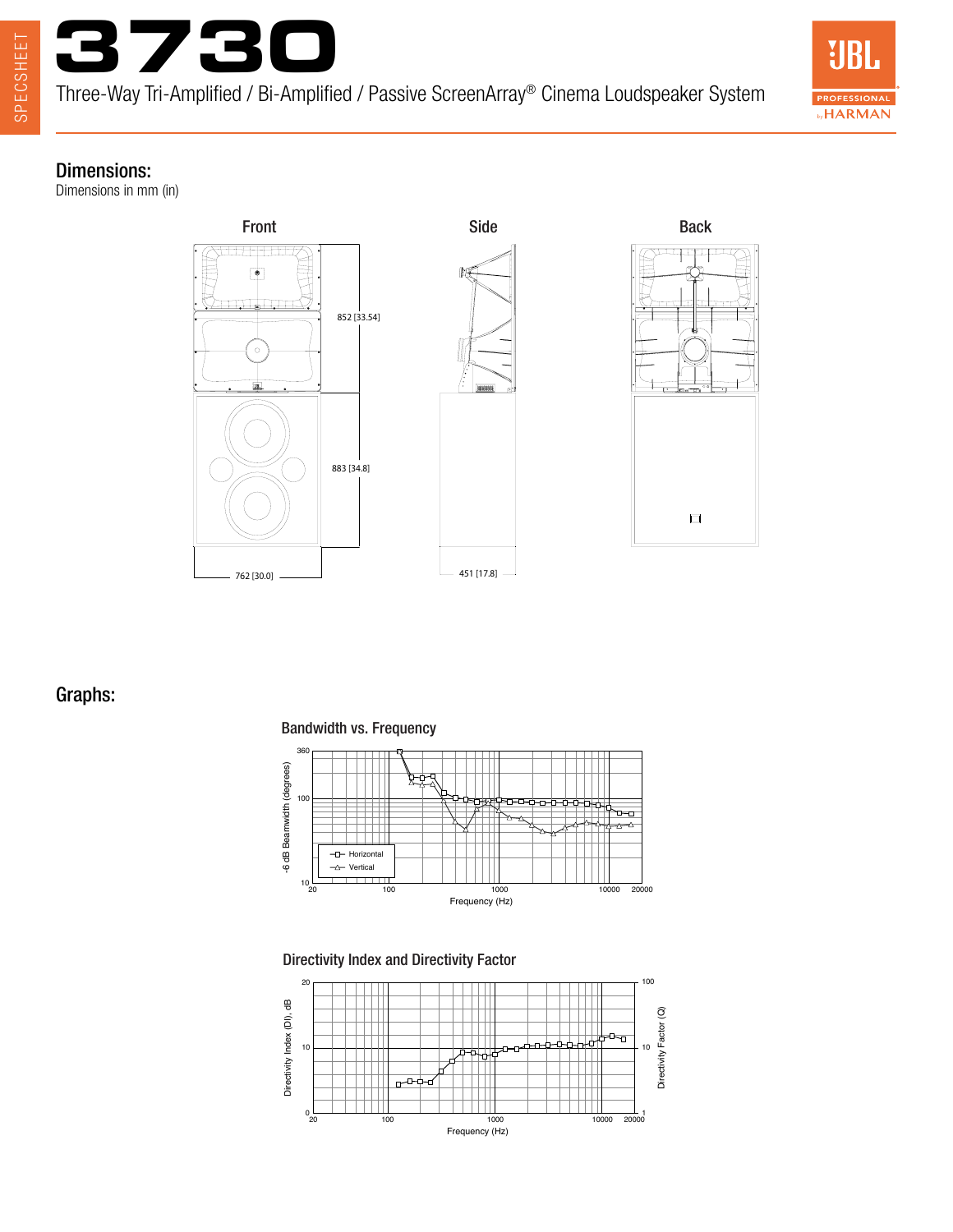SPECSHEET

# 3730

Three-Way Tri-Amplified / Bi-Amplified / Passive ScreenArray® Cinema Loudspeaker System

JBL PROFESSIONAL by HARMAN

## Dimensions:

Dimensions in mm (in)

Front

Side

Back

852 [33.54]

883 [34.8]

762 [30.0]

451 [17.8]

## Graphs:

### Bandwidth vs. Frequency

-6 dB Beamwidth (degrees)

360

100

10

20

100

1000

10000

20000

Frequency (Hz)

Horizontal

Vertical

### Directivity Index and Directivity Factor

Directivity Index (DI), dB

20

10

0

Directivity Factor (Q)

100

10

1

20

100

1000

10000

20000

Frequency (Hz)